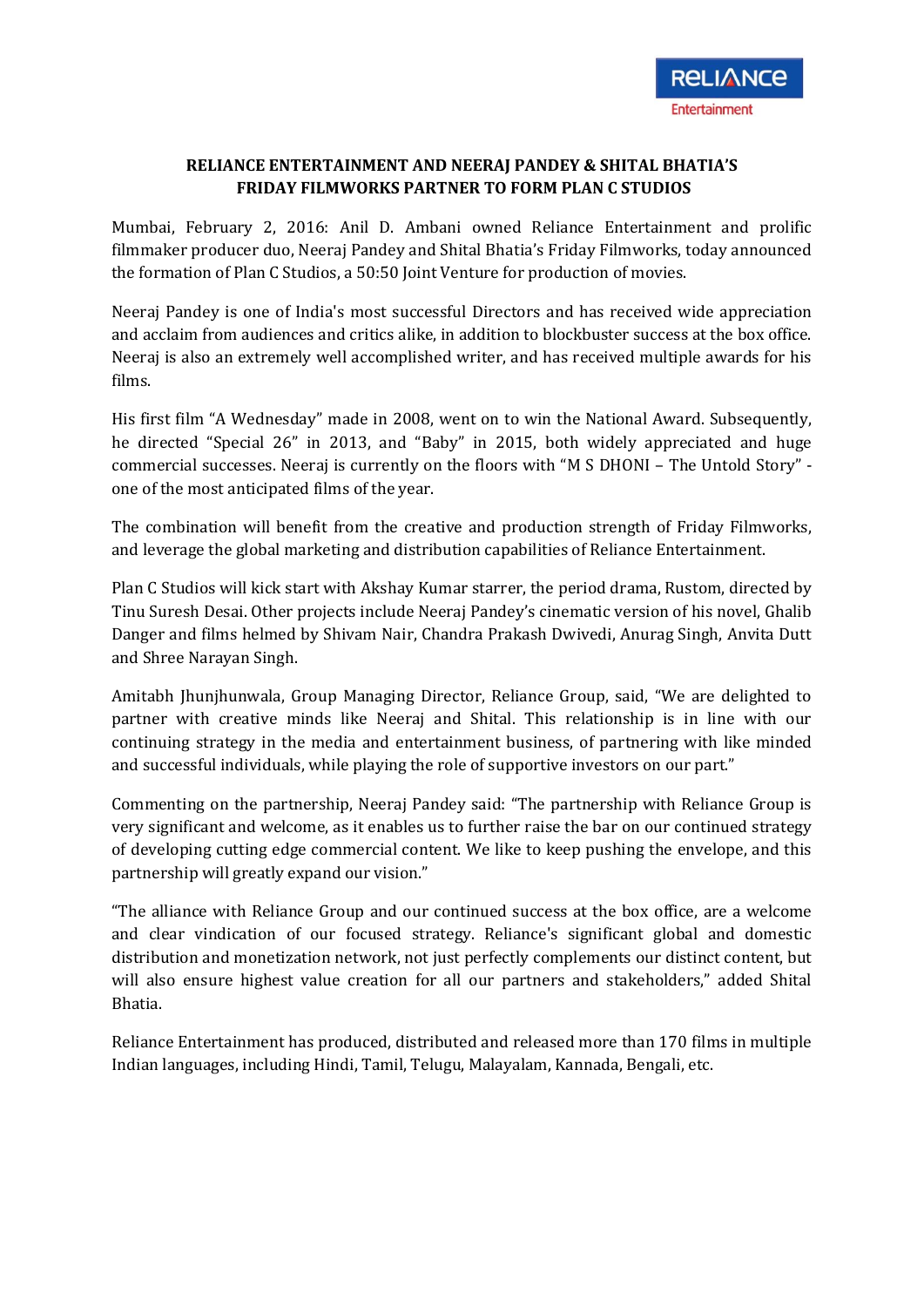# RELIANCE ENTERTAINMENT AND NEERAJ PANDEY & SHITAL BHATIA'S FRIDAY FILMWORKS PARTNER TO FORM PLAN C STUDIOS

Mumbai, February 2, 2016: Anil D. Ambani owned Reliance Entertainment and prolific filmmaker producer duo, Neeraj Pandey and Shital Bhatia's Friday Filmworks, today announced the formation of Plan C Studios, a 50:50 Joint Venture for production of movies.

Neeraj Pandey is one of India's most successful Directors and has received wide appreciation and acclaim from audiences and critics alike, in addition to blockbuster success at the box office. Neeraj is also an extremely well accomplished writer, and has received multiple awards for his films.

His first film "A Wednesday" made in 2008, went on to win the National Award. Subsequently, he directed "Special 26" in 2013, and "Baby" in 2015, both widely appreciated and huge commercial successes. Neeraj is currently on the floors with "M S DHONI – The Untold Story" - one of the most anticipated films of the year.

The combination will benefit from the creative and production strength of Friday Filmworks, and leverage the global marketing and distribution capabilities of Reliance Entertainment.

Plan C Studios will kick start with Akshay Kumar starrer, the period drama, Rustom, directed by Tinu Suresh Desai. Other projects include Neeraj Pandey's cinematic version of his novel, Ghalib Danger and films helmed by Shivam Nair, Chandra Prakash Dwivedi, Anurag Singh, Anvita Dutt and Shree Narayan Singh.

Amitabh Jhunjhunwala, Group Managing Director, Reliance Group, said, "We are delighted to partner with creative minds like Neeraj and Shital. This relationship is in line with our continuing strategy in the media and entertainment business, of partnering with like minded and successful individuals, while playing the role of supportive investors on our part."

Commenting on the partnership, Neeraj Pandey said: "The partnership with Reliance Group is very significant and welcome, as it enables us to further raise the bar on our continued strategy of developing cutting edge commercial content. We like to keep pushing the envelope, and this partnership will greatly expand our vision."

"The alliance with Reliance Group and our continued success at the box office, are a welcome and clear vindication of our focused strategy. Reliance's significant global and domestic distribution and monetization network, not just perfectly complements our distinct content, but will also ensure highest value creation for all our partners and stakeholders," added Shital Bhatia.

Reliance Entertainment has produced, distributed and released more than 170 films in multiple Indian languages, including Hindi, Tamil, Telugu, Malayalam, Kannada, Bengali, etc.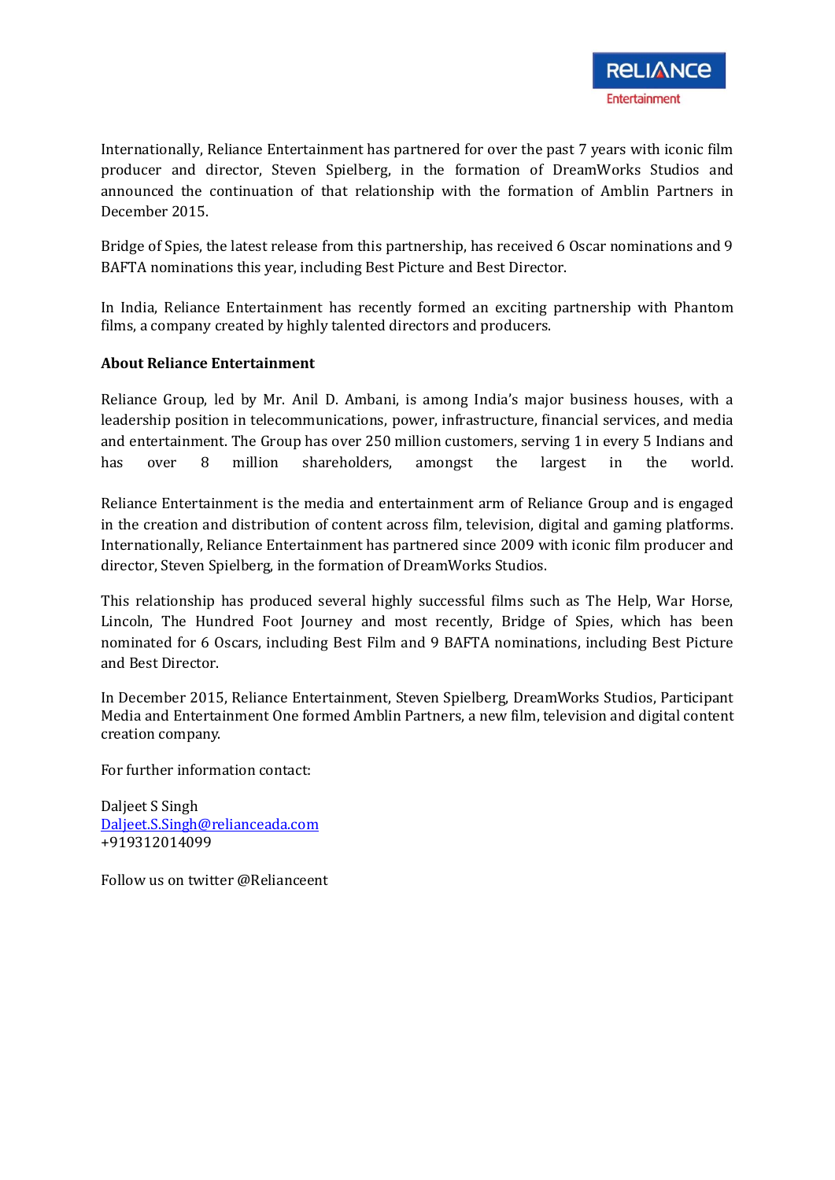Internationally, Reliance Entertainment has partnered for over the past 7 years with iconic film producer and director, Steven Spielberg, in the formation of DreamWorks Studios and announced the continuation of that relationship with the formation of Amblin Partners in December 2015.

Bridge of Spies, the latest release from this partnership, has received 6 Oscar nominations and 9 BAFTA nominations this year, including Best Picture and Best Director.

In India, Reliance Entertainment has recently formed an exciting partnership with Phantom films, a company created by highly talented directors and producers.

**About Reliance Entertainment**

Reliance Group, led by Mr. Anil D. Ambani, is among India's major business houses, with a leadership position in telecommunications, power, infrastructure, financial services, and media and entertainment. The Group has over 250 million customers, serving 1 in every 5 Indians and has over 8 million shareholders, amongst the largest in the world.

Reliance Entertainment is the media and entertainment arm of Reliance Group and is engaged in the creation and distribution of content across film, television, digital and gaming platforms. Internationally, Reliance Entertainment has partnered since 2009 with iconic film producer and director, Steven Spielberg, in the formation of DreamWorks Studios.

This relationship has produced several highly successful films such as The Help, War Horse, Lincoln, The Hundred Foot Journey and most recently, Bridge of Spies, which has been nominated for 6 Oscars, including Best Film and 9 BAFTA nominations, including Best Picture and Best Director.

In December 2015, Reliance Entertainment, Steven Spielberg, DreamWorks Studios, Participant Media and Entertainment One formed Amblin Partners, a new film, television and digital content creation company.

For further information contact:

Daljeet S Singh
Daljeet.S.Singh@relianceada.com
+919312014099

Follow us on twitter @Relianceent